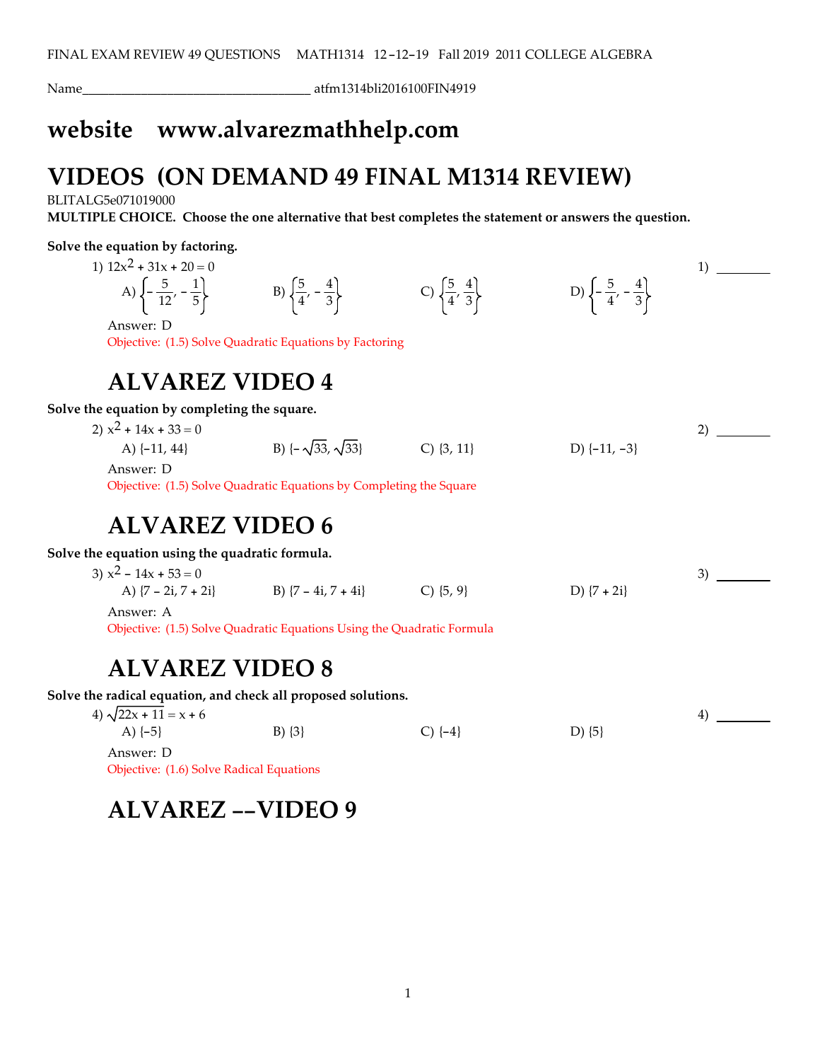FINAL EXAM REVIEW 49 QUESTIONS MATH1314 12–12–19 Fall 2019 2011 COLLEGE ALGEBRA

Name___________________________________ atfm1314bli2016100FIN4919

# website www.alvarezmathhelp.com

# VIDEOS (ON DEMAND 49 FINAL M1314 REVIEW)

BLITALG5e071019000

**MULTIPLE CHOICE. Choose the one alternative that best completes the statement or answers the question.**

**Solve the equation by factoring.**

1) $12x^2 + 31x + 20 = 0$ 1) ________

A) $\left\{-\frac{5}{12}, -\frac{1}{5}\right\}$ B) $\left\{\frac{5}{4}, -\frac{4}{3}\right\}$ C) $\left\{\frac{5}{4}, \frac{4}{3}\right\}$ D) $\left\{-\frac{5}{4}, -\frac{4}{3}\right\}$

Answer: D

Objective: (1.5) Solve Quadratic Equations by Factoring

## ALVAREZ VIDEO 4

**Solve the equation by completing the square.**

2) $x^2 + 14x + 33 = 0$ 2) ________

A) $\{-11, 44\}$ B) $\{-\sqrt{33}, \sqrt{33}\}$ C) $\{3, 11\}$ D) $\{-11, -3\}$

Answer: D

Objective: (1.5) Solve Quadratic Equations by Completing the Square

## ALVAREZ VIDEO 6

**Solve the equation using the quadratic formula.**

3) $x^2 - 14x + 53 = 0$ 3) ________

A) $\{7 - 2i, 7 + 2i\}$ B) $\{7 - 4i, 7 + 4i\}$ C) $\{5, 9\}$ D) $\{7 + 2i\}$

Answer: A

Objective: (1.5) Solve Quadratic Equations Using the Quadratic Formula

## ALVAREZ VIDEO 8

**Solve the radical equation, and check all proposed solutions.**

4) $\sqrt{22x + 11} = x + 6$ 4) ________

A) $\{-5\}$ B) $\{3\}$ C) $\{-4\}$ D) $\{5\}$

Answer: D

Objective: (1.6) Solve Radical Equations

## ALVAREZ --VIDEO 9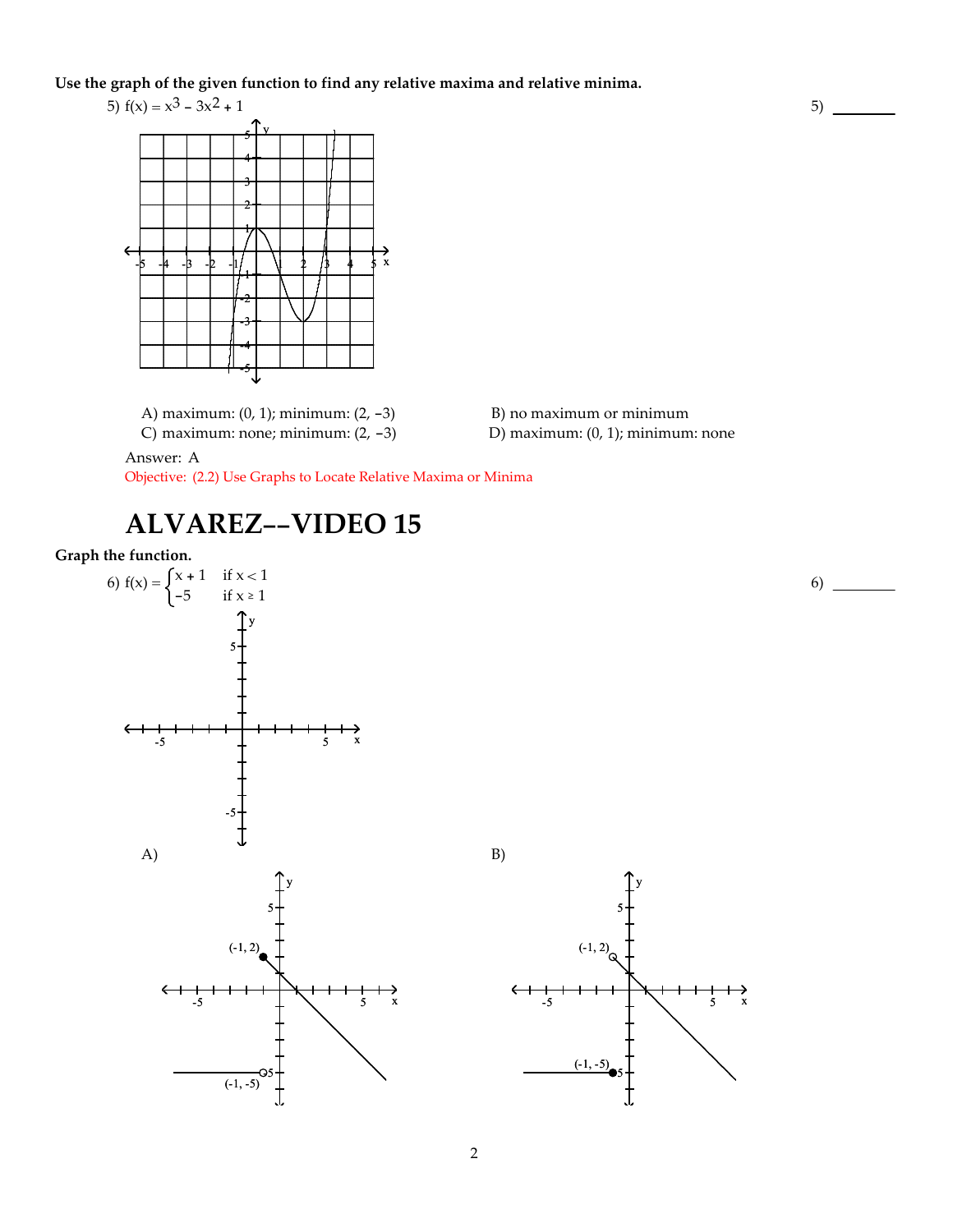**Use the graph of the given function to find any relative maxima and relative minima.**

5) $f(x) = x^3 - 3x^2 + 1$

5) ________

A) maximum: (0, 1); minimum: (2, −3)

B) no maximum or minimum

C) maximum: none; minimum: (2, −3)

D) maximum: (0, 1); minimum: none

Answer: A

Objective: (2.2) Use Graphs to Locate Relative Maxima or Minima

# ALVAREZ--VIDEO 15

**Graph the function.**

6) $f(x) = \begin{cases} x + 1 & \text{if } x < 1 \\ -5 & \text{if } x \geq 1 \end{cases}$

6) ________

A)

(-1, 2)

(-1, -5)

B)

(-1, 2)

(-1, -5)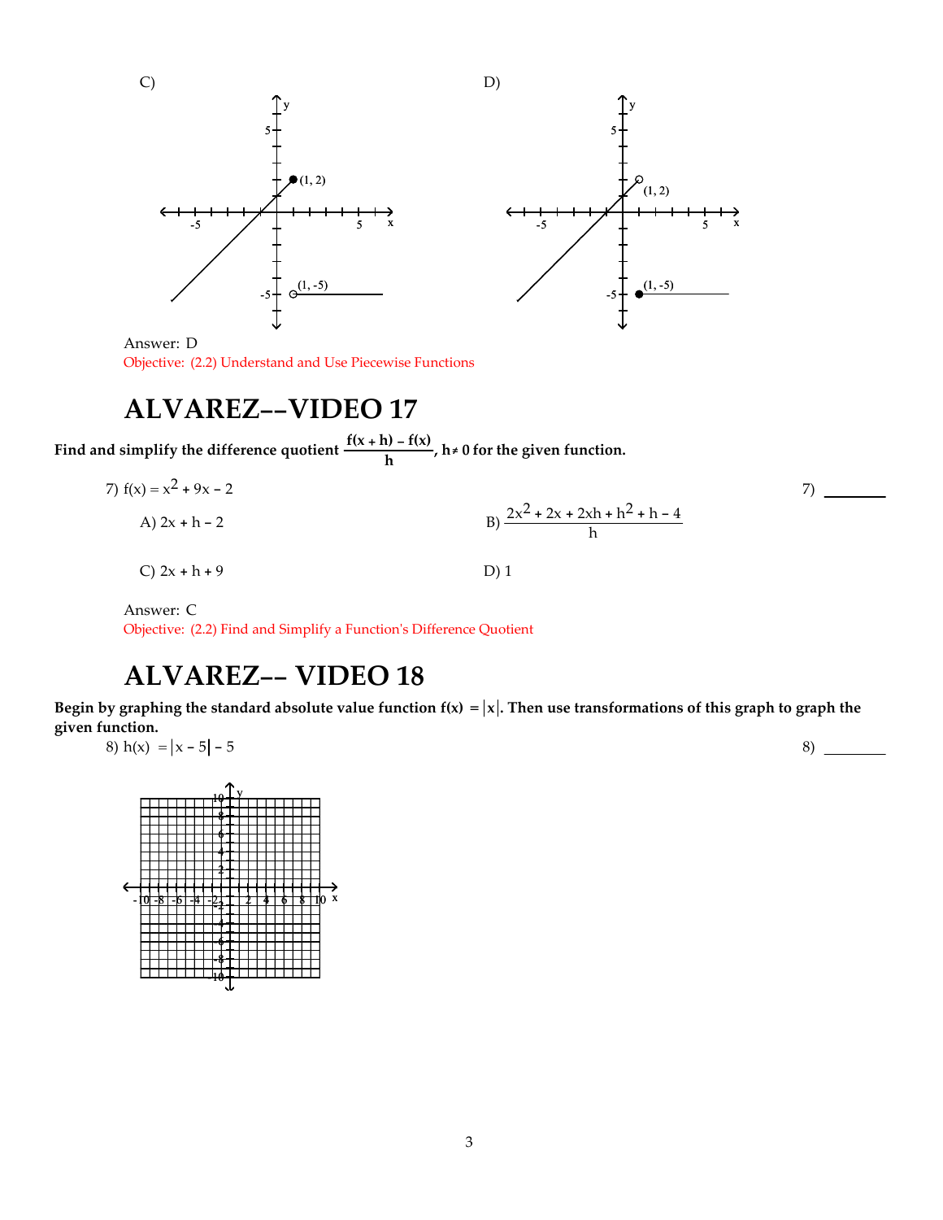C)

(1, 2)

(1, -5)

D)

(1, 2)

(1, -5)

Answer: D

Objective: (2.2) Understand and Use Piecewise Functions

# ALVAREZ--VIDEO 17

**Find and simplify the difference quotient $\frac{f(x + h) - f(x)}{h}$, $h \neq 0$ for the given function.**

7) $f(x) = x^2 + 9x - 2$ 7) ________

A) $2x + h - 2$

B) $\frac{2x^2 + 2x + 2xh + h^2 + h - 4}{h}$

C) $2x + h + 9$

D) 1

Answer: C

Objective: (2.2) Find and Simplify a Function's Difference Quotient

# ALVAREZ-- VIDEO 18

**Begin by graphing the standard absolute value function $f(x) = |x|$. Then use transformations of this graph to graph the given function.**

8) $h(x) = |x - 5| - 5$ 8) ________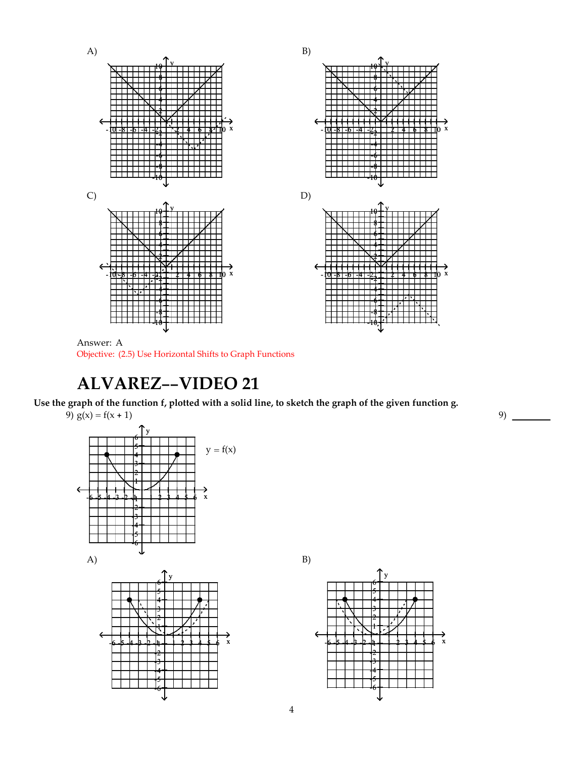A)

B)

C)

D)

Answer: A

Objective: (2.5) Use Horizontal Shifts to Graph Functions

# ALVAREZ--VIDEO 21

**Use the graph of the function f, plotted with a solid line, to sketch the graph of the given function g.**

9) $g(x) = f(x + 1)$

9) ________

$y = f(x)$

A)

B)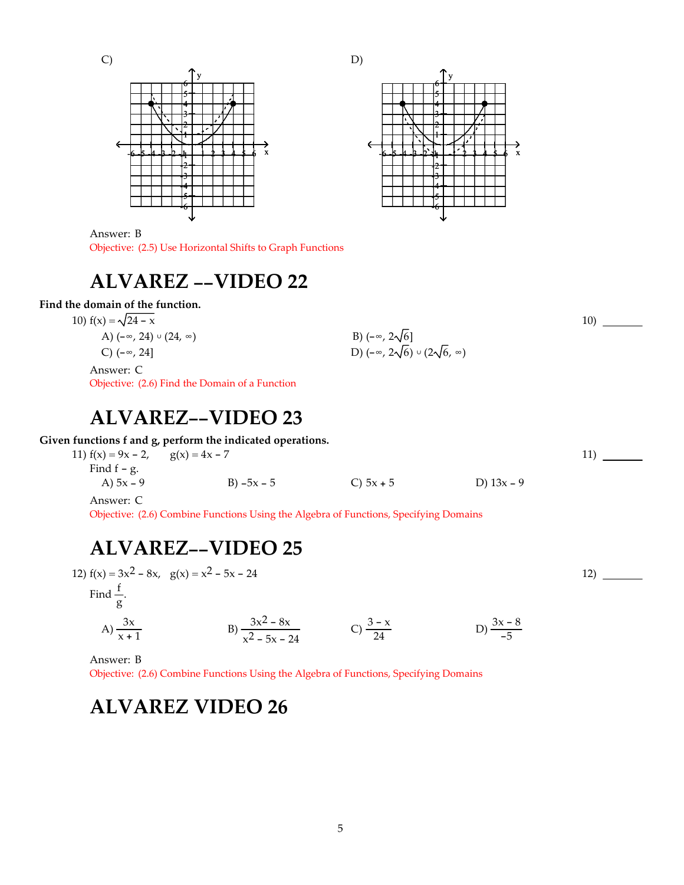C)

D)

Answer: B
Objective: (2.5) Use Horizontal Shifts to Graph Functions

# ALVAREZ --VIDEO 22

**Find the domain of the function.**

10) $f(x) = \sqrt{24 - x}$

A) $(-\infty, 24) \cup (24, \infty)$
B) $(-\infty, 2\sqrt{6}]$
C) $(-\infty, 24]$
D) $(-\infty, 2\sqrt{6}) \cup (2\sqrt{6}, \infty)$

10) _______

Answer: C
Objective: (2.6) Find the Domain of a Function

# ALVAREZ--VIDEO 23

**Given functions f and g, perform the indicated operations.**

11) $f(x) = 9x - 2, \quad g(x) = 4x - 7$

Find $f - g$.

A) $5x - 9$
B) $-5x - 5$
C) $5x + 5$
D) $13x - 9$

11) _______

Answer: C
Objective: (2.6) Combine Functions Using the Algebra of Functions, Specifying Domains

# ALVAREZ--VIDEO 25

12) $f(x) = 3x^2 - 8x, \quad g(x) = x^2 - 5x - 24$

Find $\frac{f}{g}$.

A) $\frac{3x}{x + 1}$
B) $\frac{3x^2 - 8x}{x^2 - 5x - 24}$
C) $\frac{3 - x}{24}$
D) $\frac{3x - 8}{-5}$

12) _______

Answer: B
Objective: (2.6) Combine Functions Using the Algebra of Functions, Specifying Domains

# ALVAREZ VIDEO 26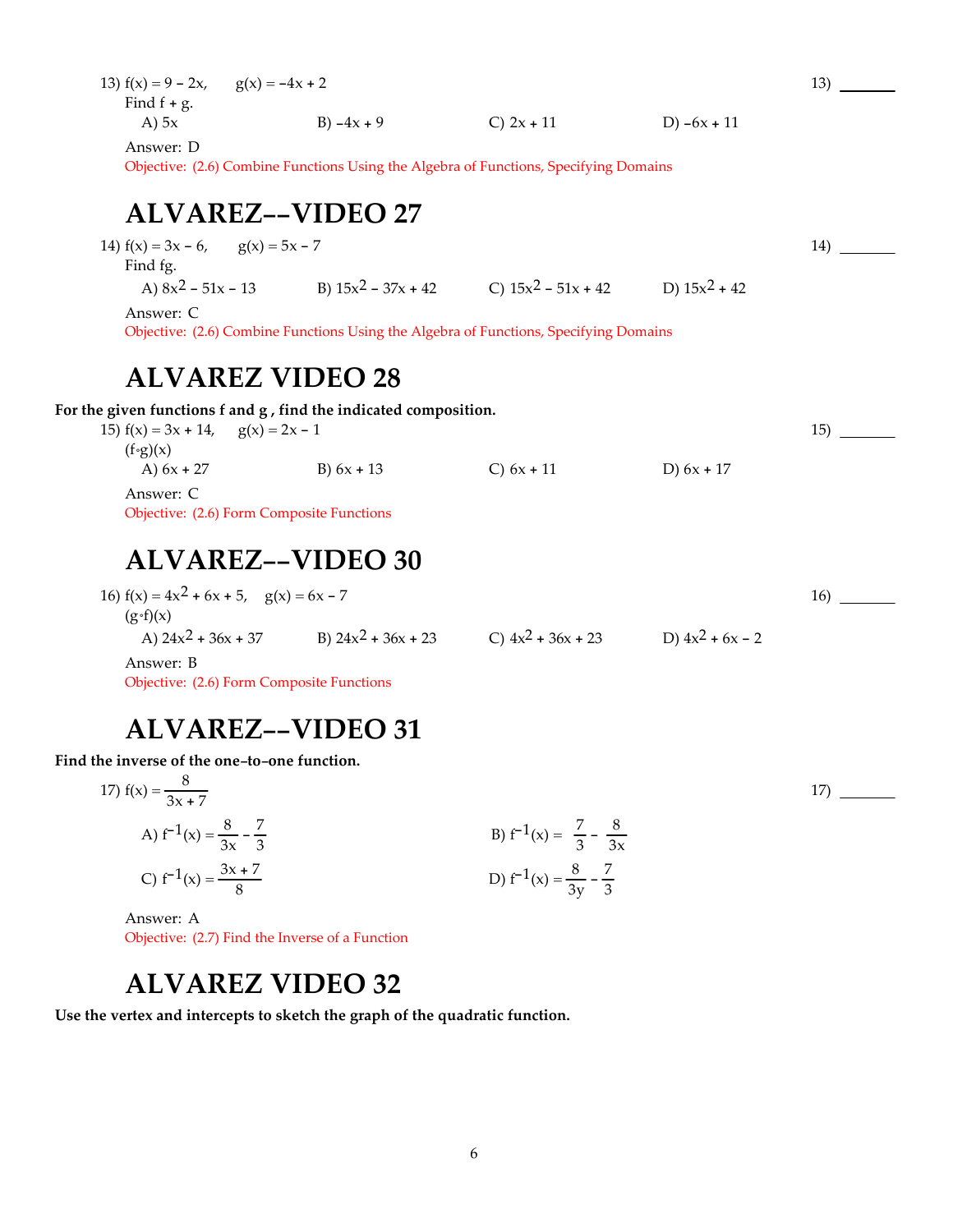13) $f(x) = 9 - 2x, \quad g(x) = -4x + 2$

Find f + g.

A) $5x$ B) $-4x + 9$ C) $2x + 11$ D) $-6x + 11$

13) _______

Answer: D

Objective: (2.6) Combine Functions Using the Algebra of Functions, Specifying Domains

# ALVAREZ--VIDEO 27

14) $f(x) = 3x - 6, \quad g(x) = 5x - 7$

Find fg.

A) $8x^2 - 51x - 13$ B) $15x^2 - 37x + 42$ C) $15x^2 - 51x + 42$ D) $15x^2 + 42$

14) _______

Answer: C

Objective: (2.6) Combine Functions Using the Algebra of Functions, Specifying Domains

# ALVAREZ VIDEO 28

**For the given functions f and g , find the indicated composition.**

15) $f(x) = 3x + 14, \quad g(x) = 2x - 1$

$(f \circ g)(x)$

A) $6x + 27$ B) $6x + 13$ C) $6x + 11$ D) $6x + 17$

15) _______

Answer: C

Objective: (2.6) Form Composite Functions

# ALVAREZ--VIDEO 30

16) $f(x) = 4x^2 + 6x + 5, \quad g(x) = 6x - 7$

$(g \circ f)(x)$

A) $24x^2 + 36x + 37$ B) $24x^2 + 36x + 23$ C) $4x^2 + 36x + 23$ D) $4x^2 + 6x - 2$

16) _______

Answer: B

Objective: (2.6) Form Composite Functions

# ALVAREZ--VIDEO 31

**Find the inverse of the one-to-one function.**

17) $f(x) = \dfrac{8}{3x + 7}$

A) $f^{-1}(x) = \dfrac{8}{3x} - \dfrac{7}{3}$ B) $f^{-1}(x) = \dfrac{7}{3} - \dfrac{8}{3x}$

C) $f^{-1}(x) = \dfrac{3x + 7}{8}$ D) $f^{-1}(x) = \dfrac{8}{3y} - \dfrac{7}{3}$

17) _______

Answer: A

Objective: (2.7) Find the Inverse of a Function

# ALVAREZ VIDEO 32

**Use the vertex and intercepts to sketch the graph of the quadratic function.**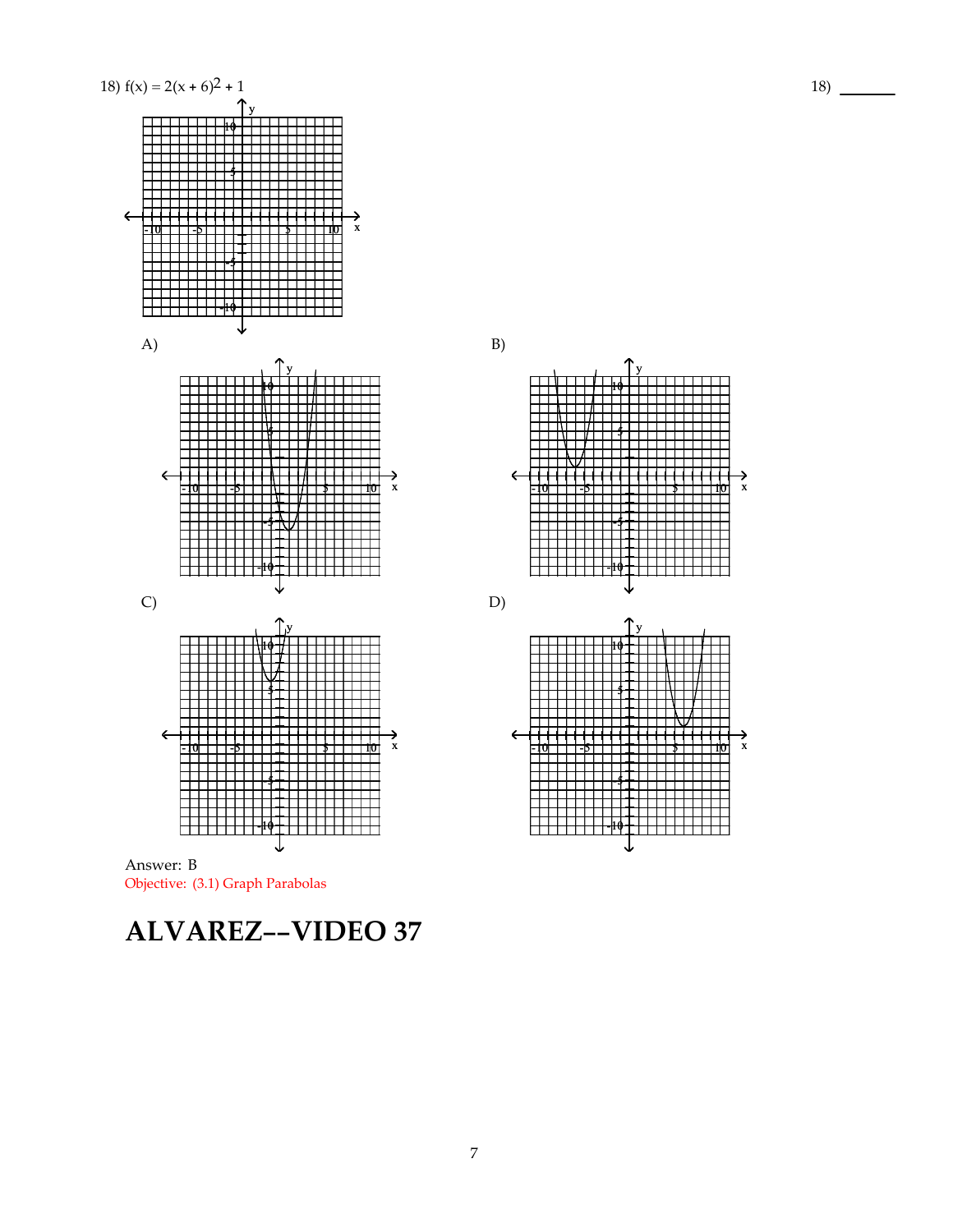18) $f(x) = 2(x + 6)^2 + 1$

18) _______

A)

B)

C)

D)

Answer: B

Objective: (3.1) Graph Parabolas

# ALVAREZ--VIDEO 37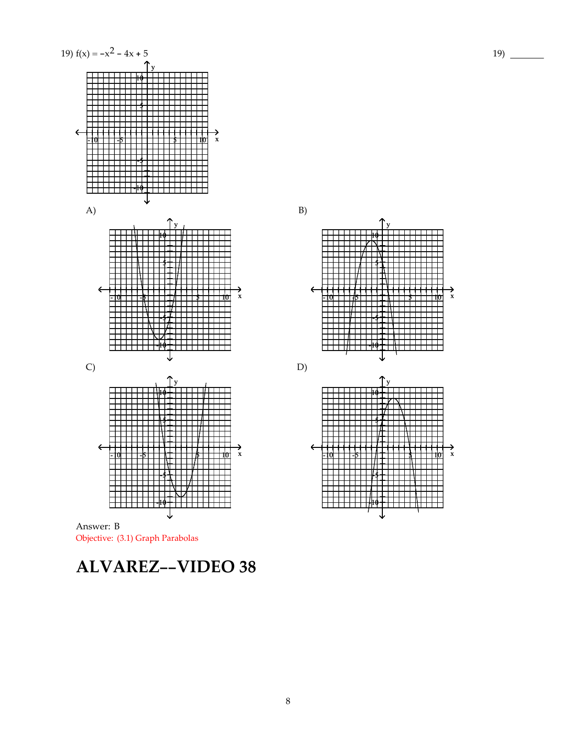19) $f(x) = -x^2 - 4x + 5$

19) _______

A)

B)

C)

D)

Answer: B

Objective: (3.1) Graph Parabolas

# ALVAREZ--VIDEO 38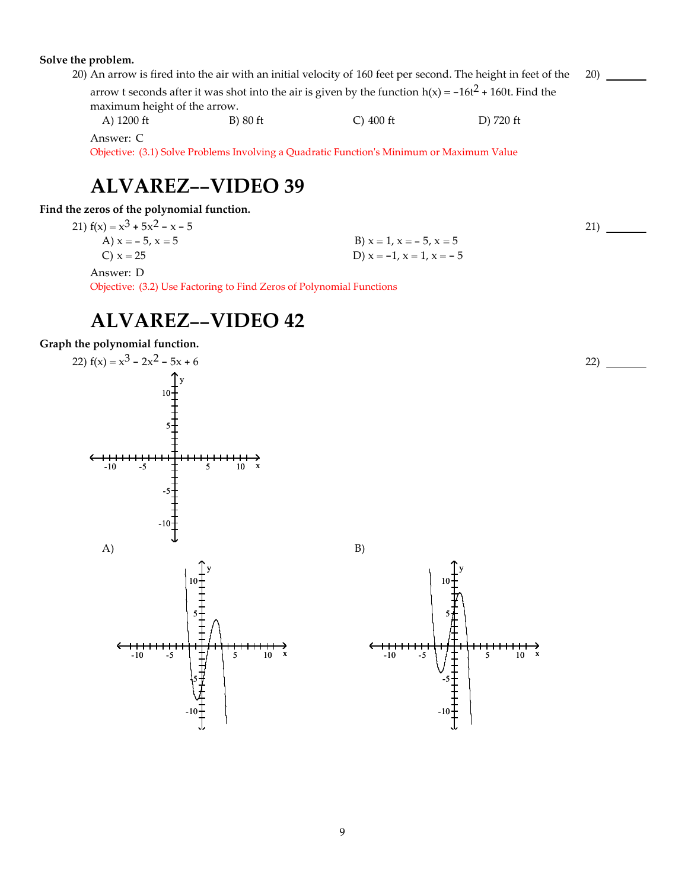**Solve the problem.**

20) An arrow is fired into the air with an initial velocity of 160 feet per second. The height in feet of the arrow t seconds after it was shot into the air is given by the function $h(x) = -16t^2 + 160t$. Find the maximum height of the arrow.

A) 1200 ft B) 80 ft C) 400 ft D) 720 ft

20) _______

Answer: C

Objective: (3.1) Solve Problems Involving a Quadratic Function's Minimum or Maximum Value

# ALVAREZ--VIDEO 39

**Find the zeros of the polynomial function.**

21) $f(x) = x^3 + 5x^2 - x - 5$

A) $x = -5, x = 5$
B) $x = 1, x = -5, x = 5$
C) $x = 25$
D) $x = -1, x = 1, x = -5$

21) _______

Answer: D

Objective: (3.2) Use Factoring to Find Zeros of Polynomial Functions

# ALVAREZ--VIDEO 42

**Graph the polynomial function.**

22) $f(x) = x^3 - 2x^2 - 5x + 6$

22) _______

A)

B)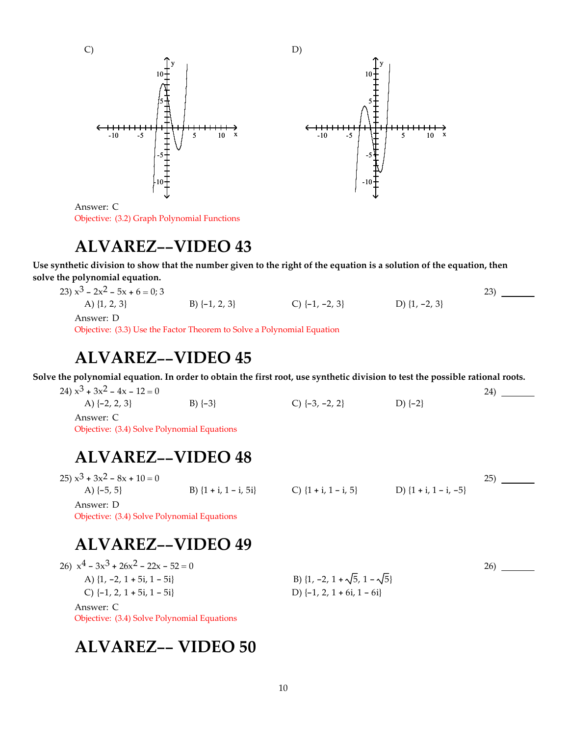C)

D)

Answer: C
Objective: (3.2) Graph Polynomial Functions

# ALVAREZ--VIDEO 43

**Use synthetic division to show that the number given to the right of the equation is a solution of the equation, then solve the polynomial equation.**

23) $x^3 - 2x^2 - 5x + 6 = 0$; 3

A) {1, 2, 3} B) {−1, 2, 3} C) {−1, −2, 3} D) {1, −2, 3}

Answer: D
Objective: (3.3) Use the Factor Theorem to Solve a Polynomial Equation

# ALVAREZ--VIDEO 45

**Solve the polynomial equation. In order to obtain the first root, use synthetic division to test the possible rational roots.**

24) $x^3 + 3x^2 - 4x - 12 = 0$

A) {−2, 2, 3} B) {−3} C) {−3, −2, 2} D) {−2}

Answer: C
Objective: (3.4) Solve Polynomial Equations

# ALVAREZ--VIDEO 48

25) $x^3 + 3x^2 - 8x + 10 = 0$

A) {−5, 5} B) {1 + i, 1 − i, 5i} C) {1 + i, 1 − i, 5} D) {1 + i, 1 − i, −5}

Answer: D
Objective: (3.4) Solve Polynomial Equations

# ALVAREZ--VIDEO 49

26) $x^4 - 3x^3 + 26x^2 - 22x - 52 = 0$

A) {1, −2, 1 + 5i, 1 − 5i}
B) {1, −2, $1 + \sqrt{5}$, $1 - \sqrt{5}$}
C) {−1, 2, 1 + 5i, 1 − 5i}
D) {−1, 2, 1 + 6i, 1 − 6i}

Answer: C
Objective: (3.4) Solve Polynomial Equations

# ALVAREZ-- VIDEO 50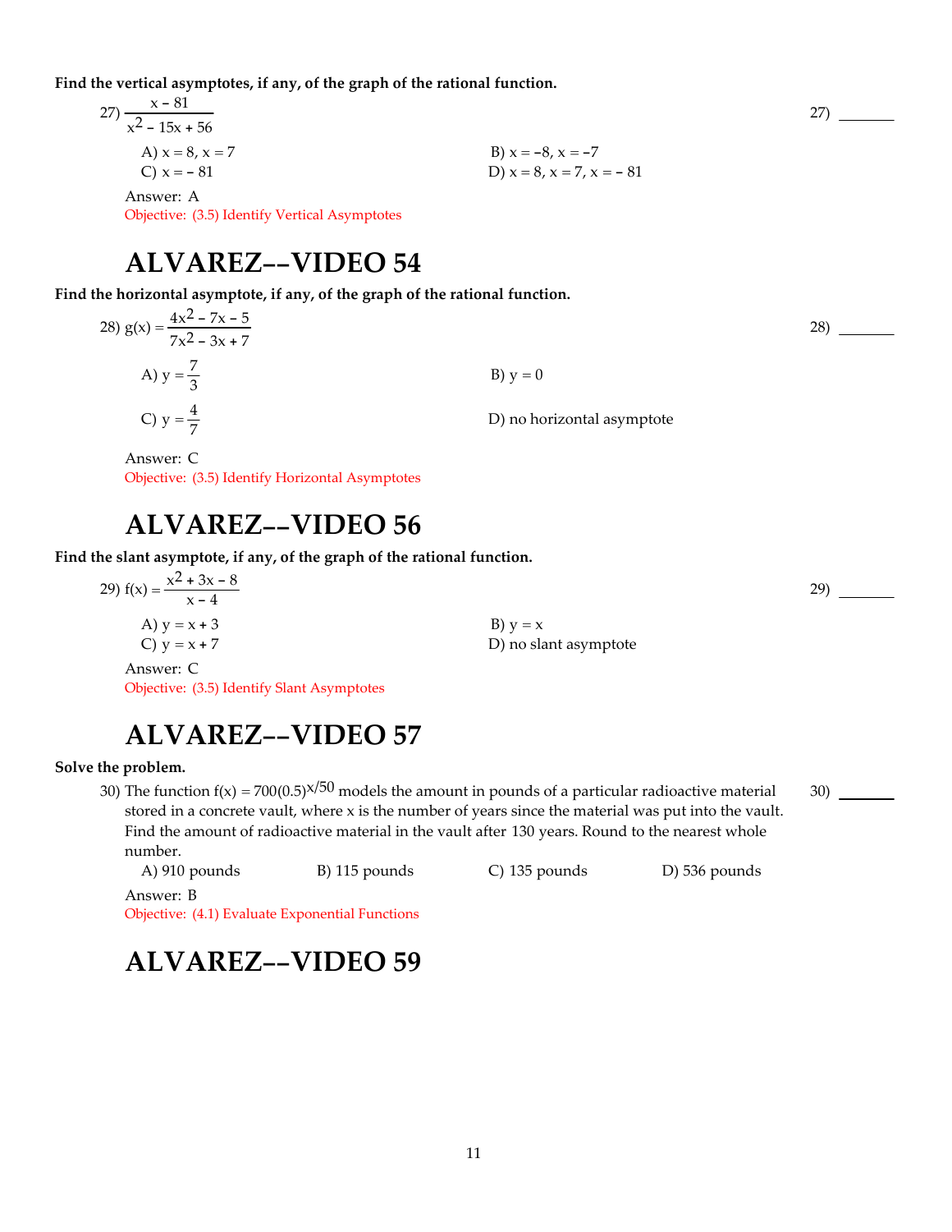**Find the vertical asymptotes, if any, of the graph of the rational function.**

27) $\dfrac{x - 81}{x^2 - 15x + 56}$ 27) _______

A) $x = 8, x = 7$
B) $x = -8, x = -7$
C) $x = -81$
D) $x = 8, x = 7, x = -81$

Answer: A

Objective: (3.5) Identify Vertical Asymptotes

# ALVAREZ--VIDEO 54

**Find the horizontal asymptote, if any, of the graph of the rational function.**

28) $g(x) = \dfrac{4x^2 - 7x - 5}{7x^2 - 3x + 7}$ 28) _______

A) $y = \dfrac{7}{3}$
B) $y = 0$
C) $y = \dfrac{4}{7}$
D) no horizontal asymptote

Answer: C

Objective: (3.5) Identify Horizontal Asymptotes

# ALVAREZ--VIDEO 56

**Find the slant asymptote, if any, of the graph of the rational function.**

29) $f(x) = \dfrac{x^2 + 3x - 8}{x - 4}$ 29) _______

A) $y = x + 3$
B) $y = x$
C) $y = x + 7$
D) no slant asymptote

Answer: C

Objective: (3.5) Identify Slant Asymptotes

# ALVAREZ--VIDEO 57

**Solve the problem.**

30) The function $f(x) = 700(0.5)^{x/50}$ models the amount in pounds of a particular radioactive material stored in a concrete vault, where x is the number of years since the material was put into the vault. Find the amount of radioactive material in the vault after 130 years. Round to the nearest whole number. 30) _______

A) 910 pounds
B) 115 pounds
C) 135 pounds
D) 536 pounds

Answer: B

Objective: (4.1) Evaluate Exponential Functions

# ALVAREZ--VIDEO 59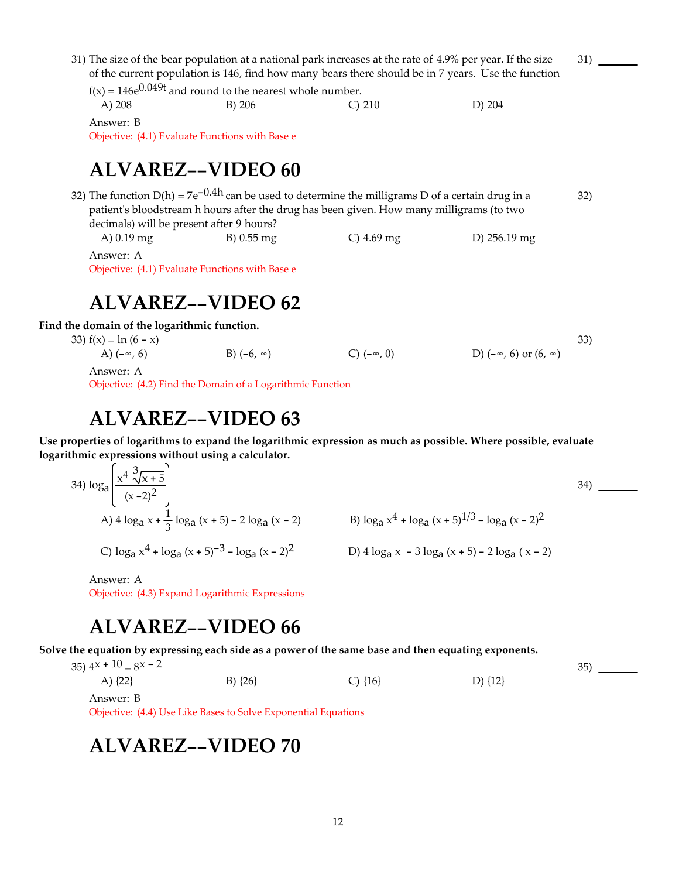31) The size of the bear population at a national park increases at the rate of 4.9% per year. If the size of the current population is 146, find how many bears there should be in 7 years. Use the function $f(x) = 146e^{0.049t}$ and round to the nearest whole number.

A) 208 B) 206 C) 210 D) 204

31) ______

Answer: B

Objective: (4.1) Evaluate Functions with Base e

# ALVAREZ--VIDEO 60

32) The function $D(h) = 7e^{-0.4h}$ can be used to determine the milligrams D of a certain drug in a patient's bloodstream h hours after the drug has been given. How many milligrams (to two decimals) will be present after 9 hours?

A) 0.19 mg B) 0.55 mg C) 4.69 mg D) 256.19 mg

32) ______

Answer: A

Objective: (4.1) Evaluate Functions with Base e

# ALVAREZ--VIDEO 62

**Find the domain of the logarithmic function.**

33) $f(x) = \ln(6 - x)$

A) $(-\infty, 6)$ B) $(-6, \infty)$ C) $(-\infty, 0)$ D) $(-\infty, 6)$ or $(6, \infty)$

33) ______

Answer: A

Objective: (4.2) Find the Domain of a Logarithmic Function

# ALVAREZ--VIDEO 63

**Use properties of logarithms to expand the logarithmic expression as much as possible. Where possible, evaluate logarithmic expressions without using a calculator.**

34) $\log_a \left( \dfrac{x^4 \sqrt[3]{x + 5}}{(x - 2)^2} \right)$

34) ______

A) $4 \log_a x + \dfrac{1}{3} \log_a (x + 5) - 2 \log_a (x - 2)$

B) $\log_a x^4 + \log_a (x + 5)^{1/3} - \log_a (x - 2)^2$

C) $\log_a x^4 + \log_a (x + 5)^{-3} - \log_a (x - 2)^2$

D) $4 \log_a x - 3 \log_a (x + 5) - 2 \log_a (x - 2)$

Answer: A

Objective: (4.3) Expand Logarithmic Expressions

# ALVAREZ--VIDEO 66

**Solve the equation by expressing each side as a power of the same base and then equating exponents.**

35) $4^{x + 10} = 8^{x - 2}$

A) {22} B) {26} C) {16} D) {12}

35) ______

Answer: B

Objective: (4.4) Use Like Bases to Solve Exponential Equations

# ALVAREZ--VIDEO 70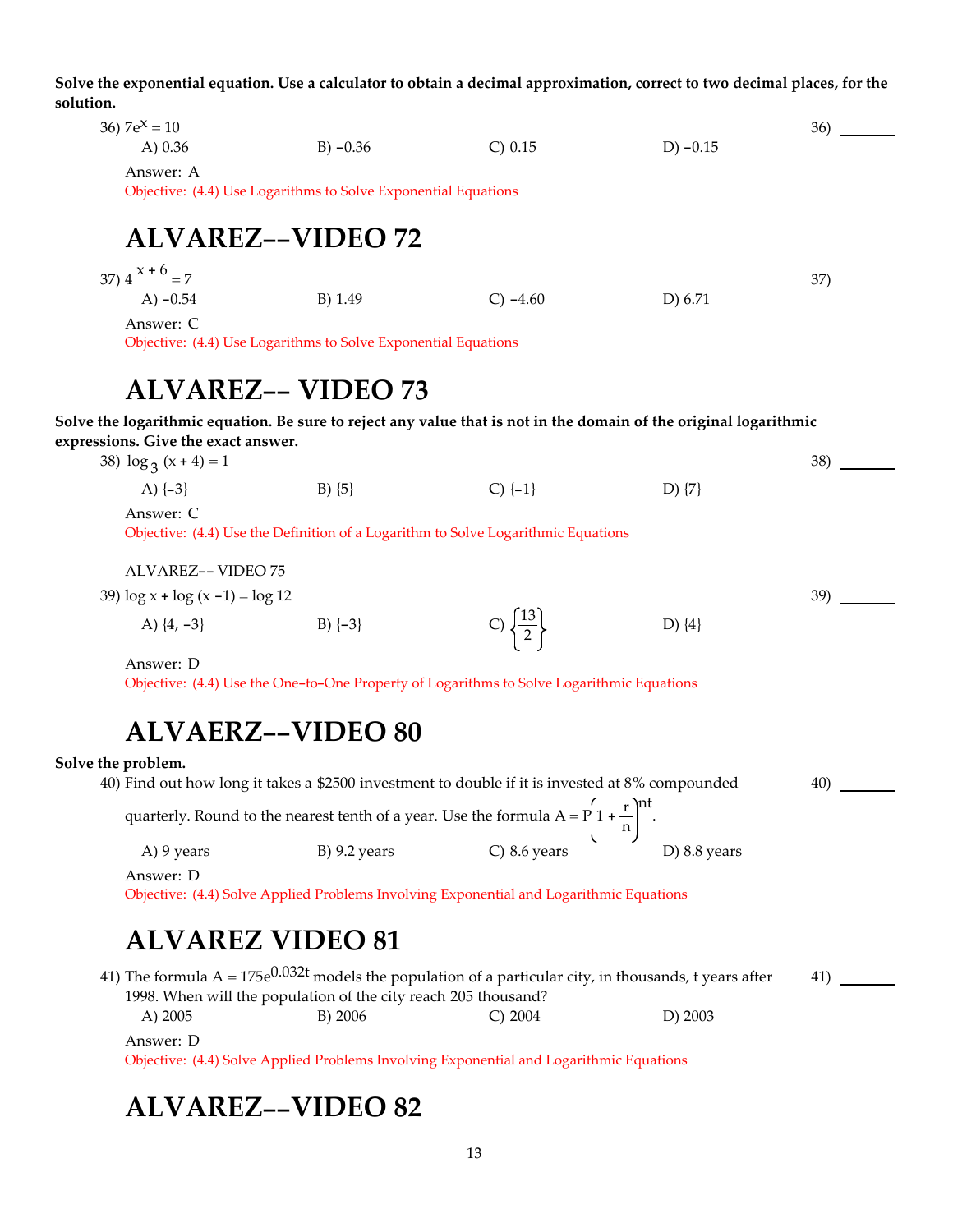**Solve the exponential equation. Use a calculator to obtain a decimal approximation, correct to two decimal places, for the solution.**

36) $7e^x = 10$ 36) _______

A) 0.36 B) $-0.36$ C) 0.15 D) $-0.15$

Answer: A

Objective: (4.4) Use Logarithms to Solve Exponential Equations

# ALVAREZ--VIDEO 72

37) $4^{x + 6} = 7$ 37) _______

A) $-0.54$ B) 1.49 C) $-4.60$ D) 6.71

Answer: C

Objective: (4.4) Use Logarithms to Solve Exponential Equations

# ALVAREZ-- VIDEO 73

**Solve the logarithmic equation. Be sure to reject any value that is not in the domain of the original logarithmic expressions. Give the exact answer.**

38) $\log_3 (x + 4) = 1$ 38) _______

A) $\{-3\}$ B) $\{5\}$ C) $\{-1\}$ D) $\{7\}$

Answer: C

Objective: (4.4) Use the Definition of a Logarithm to Solve Logarithmic Equations

ALVAREZ-- VIDEO 75

39) $\log x + \log (x - 1) = \log 12$ 39) _______

A) $\{4, -3\}$ B) $\{-3\}$ C) $\left\{\frac{13}{2}\right\}$ D) $\{4\}$

Answer: D

Objective: (4.4) Use the One-to-One Property of Logarithms to Solve Logarithmic Equations

# ALVAERZ--VIDEO 80

**Solve the problem.**

40) Find out how long it takes a \$2500 investment to double if it is invested at 8% compounded quarterly. Round to the nearest tenth of a year. Use the formula $A = P\left(1 + \frac{r}{n}\right)^{nt}$. 40) _______

A) 9 years B) 9.2 years C) 8.6 years D) 8.8 years

Answer: D

Objective: (4.4) Solve Applied Problems Involving Exponential and Logarithmic Equations

# ALVAREZ VIDEO 81

41) The formula $A = 175e^{0.032t}$ models the population of a particular city, in thousands, t years after 1998. When will the population of the city reach 205 thousand? 41) _______

A) 2005 B) 2006 C) 2004 D) 2003

Answer: D

Objective: (4.4) Solve Applied Problems Involving Exponential and Logarithmic Equations

# ALVAREZ--VIDEO 82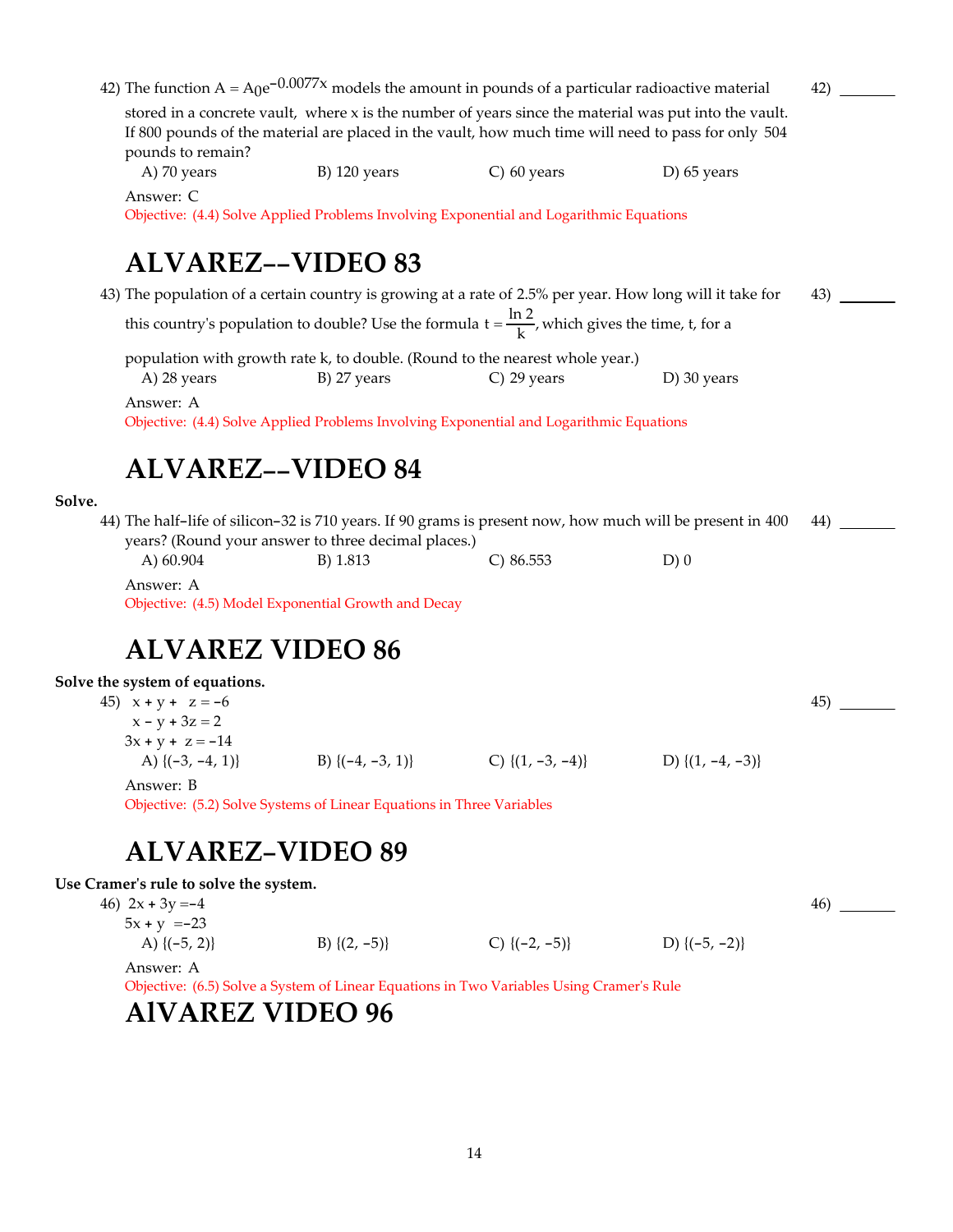42) The function $A = A_0e^{-0.0077x}$ models the amount in pounds of a particular radioactive material stored in a concrete vault, where x is the number of years since the material was put into the vault. If 800 pounds of the material are placed in the vault, how much time will need to pass for only 504 pounds to remain?

A) 70 years B) 120 years C) 60 years D) 65 years

Answer: C

Objective: (4.4) Solve Applied Problems Involving Exponential and Logarithmic Equations

# ALVAREZ--VIDEO 83

43) The population of a certain country is growing at a rate of 2.5% per year. How long will it take for this country's population to double? Use the formula $t = \frac{\ln 2}{k}$, which gives the time, t, for a population with growth rate k, to double. (Round to the nearest whole year.)

A) 28 years B) 27 years C) 29 years D) 30 years

Answer: A

Objective: (4.4) Solve Applied Problems Involving Exponential and Logarithmic Equations

# ALVAREZ--VIDEO 84

**Solve.**

44) The half-life of silicon-32 is 710 years. If 90 grams is present now, how much will be present in 400 years? (Round your answer to three decimal places.)

A) 60.904 B) 1.813 C) 86.553 D) 0

Answer: A

Objective: (4.5) Model Exponential Growth and Decay

# ALVAREZ VIDEO 86

**Solve the system of equations.**

45)
$$\begin{aligned} x + y + z &= -6 \\ x - y + 3z &= 2 \\ 3x + y + z &= -14 \end{aligned}$$

A) {(-3, -4, 1)} B) {(-4, -3, 1)} C) {(1, -3, -4)} D) {(1, -4, -3)}

Answer: B

Objective: (5.2) Solve Systems of Linear Equations in Three Variables

# ALVAREZ-VIDEO 89

**Use Cramer's rule to solve the system.**

46)
$$\begin{aligned} 2x + 3y &= -4 \\ 5x + y &= -23 \end{aligned}$$

A) {(-5, 2)} B) {(2, -5)} C) {(-2, -5)} D) {(-5, -2)}

Answer: A

Objective: (6.5) Solve a System of Linear Equations in Two Variables Using Cramer's Rule

# AlVAREZ VIDEO 96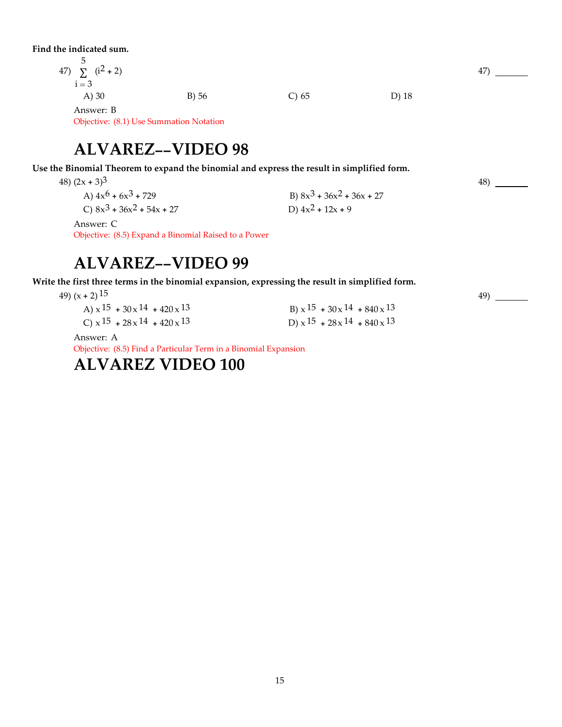**Find the indicated sum.**

47) $\sum_{i=3}^{5} (i^2 + 2)$ 47) ______

A) 30 B) 56 C) 65 D) 18

Answer: B

Objective: (8.1) Use Summation Notation

# ALVAREZ--VIDEO 98

**Use the Binomial Theorem to expand the binomial and express the result in simplified form.**

48) $(2x + 3)^3$ 48) ______

A) $4x^6 + 6x^3 + 729$
B) $8x^3 + 36x^2 + 36x + 27$
C) $8x^3 + 36x^2 + 54x + 27$
D) $4x^2 + 12x + 9$

Answer: C

Objective: (8.5) Expand a Binomial Raised to a Power

# ALVAREZ--VIDEO 99

**Write the first three terms in the binomial expansion, expressing the result in simplified form.**

49) $(x + 2)^{15}$ 49) ______

A) $x^{15} + 30x^{14} + 420x^{13}$
B) $x^{15} + 30x^{14} + 840x^{13}$
C) $x^{15} + 28x^{14} + 420x^{13}$
D) $x^{15} + 28x^{14} + 840x^{13}$

Answer: A

Objective: (8.5) Find a Particular Term in a Binomial Expansion

# ALVAREZ VIDEO 100